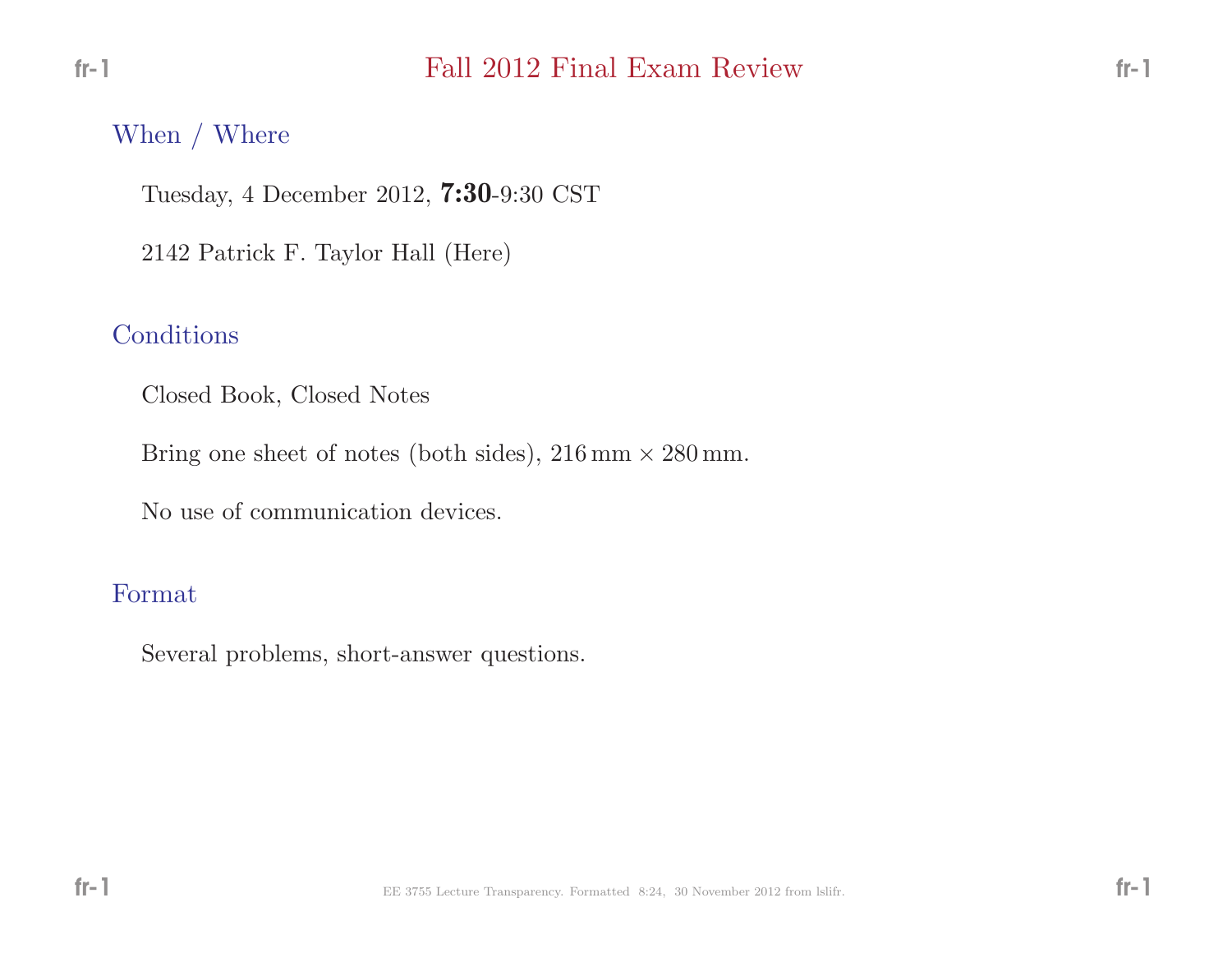# Fall 2012 Final Exam Review

## When / Where

Tuesday, 4 December 2012, **7:30**-9:30 CST

2142 Patrick F. Taylor Hall (Here)

## Conditions

Closed Book, Closed Notes

Bring one sheet of notes (both sides), $216\,\text{mm} \times 280\,\text{mm}$.

No use of communication devices.

## Format

Several problems, short-answer questions.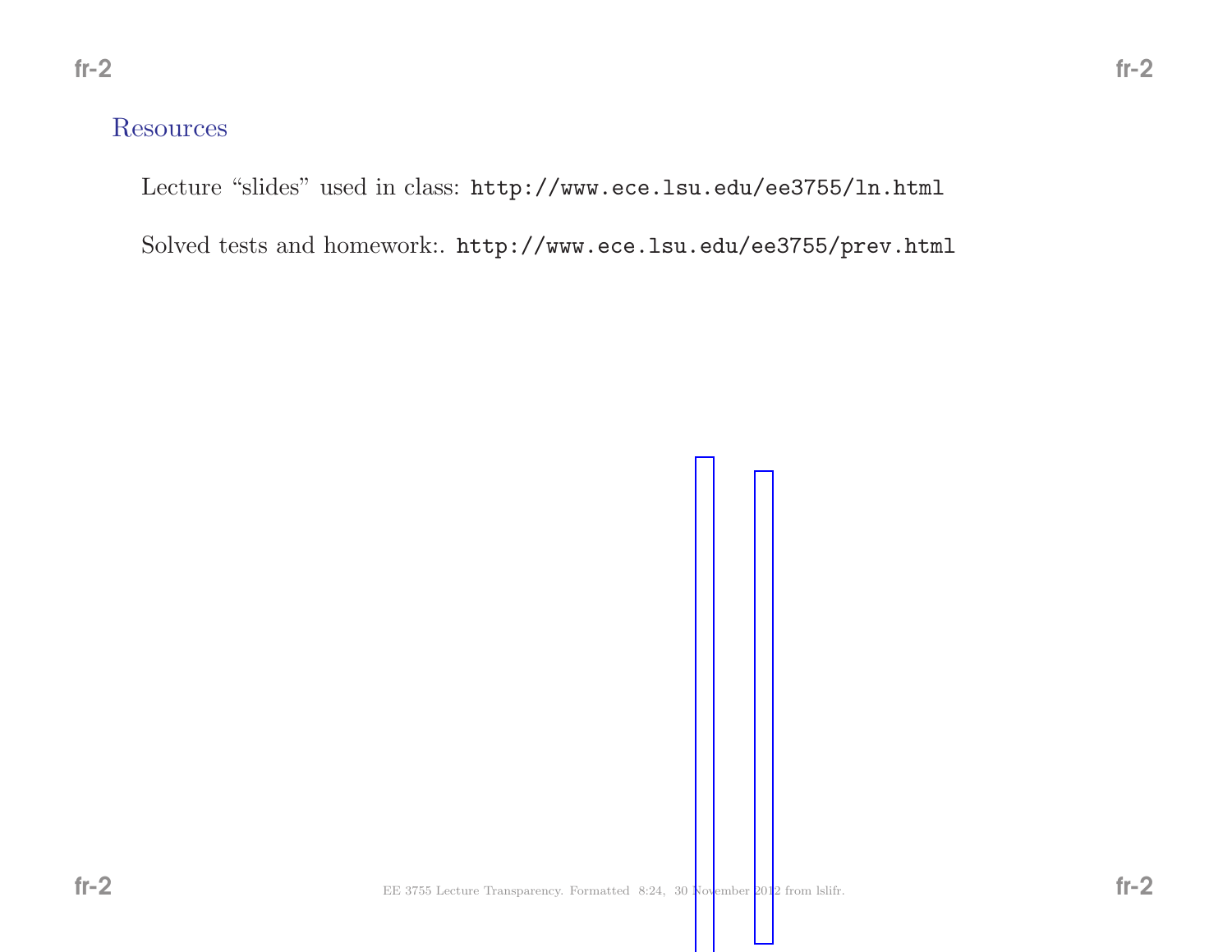## Resources

Lecture "slides" used in class: `http://www.ece.lsu.edu/ee3755/ln.html`

Solved tests and homework:. `http://www.ece.lsu.edu/ee3755/prev.html`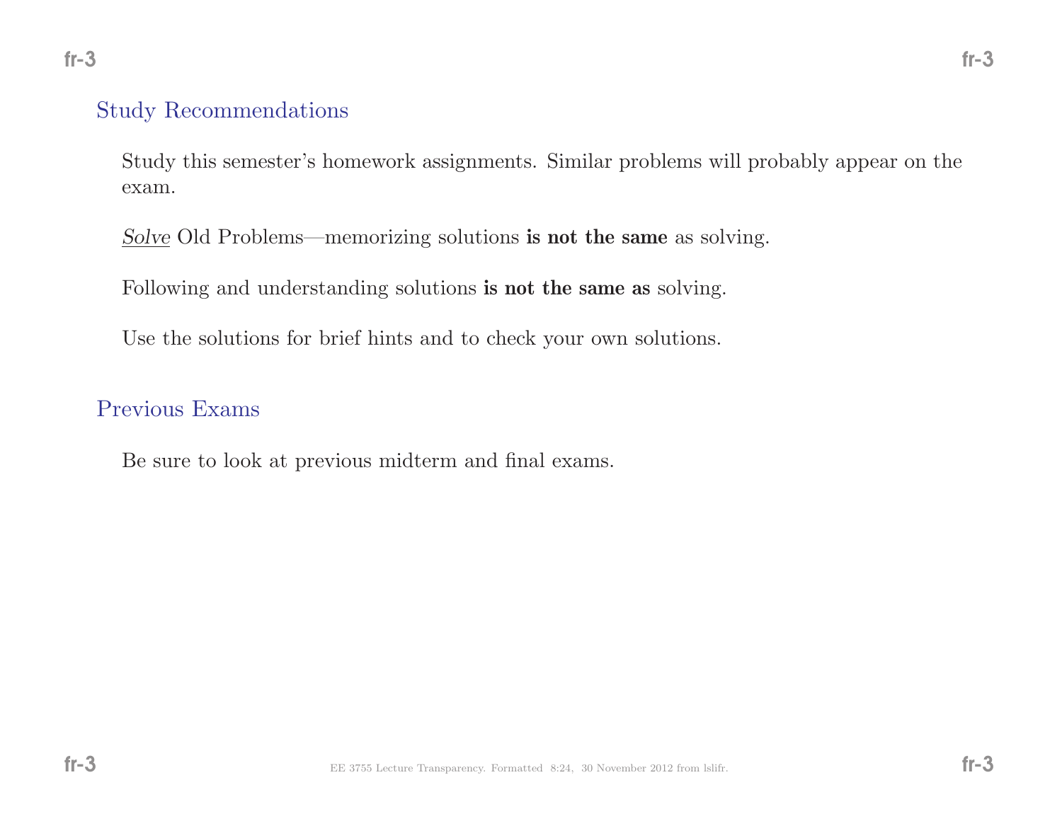## Study Recommendations

Study this semester's homework assignments. Similar problems will probably appear on the exam.

*Solve* Old Problems—memorizing solutions **is not the same** as solving.

Following and understanding solutions **is not the same as** solving.

Use the solutions for brief hints and to check your own solutions.

## Previous Exams

Be sure to look at previous midterm and final exams.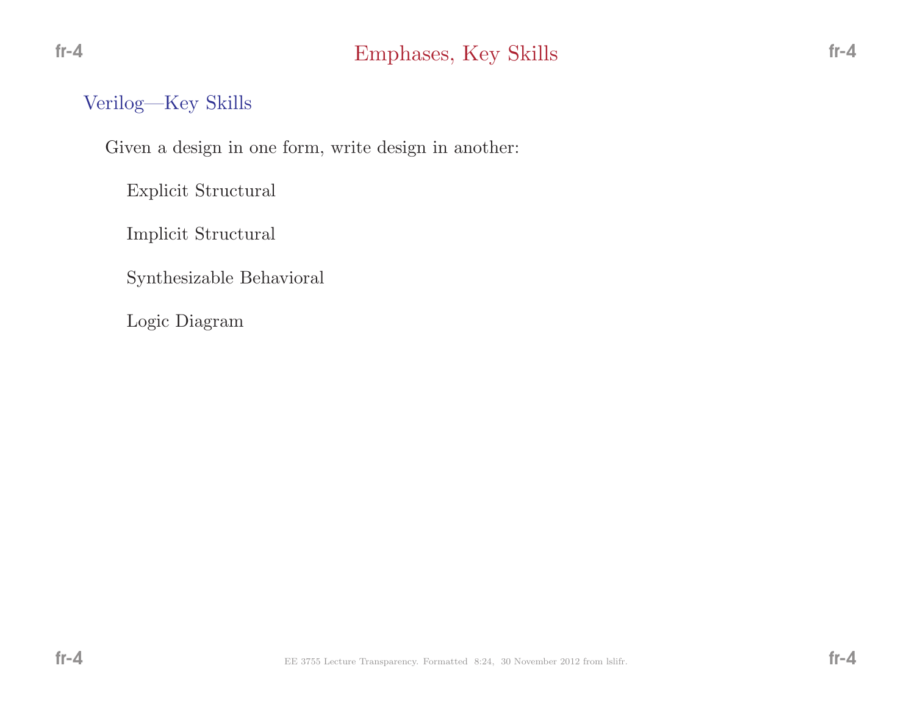# Emphases, Key Skills

## Verilog—Key Skills

Given a design in one form, write design in another:

- Explicit Structural
- Implicit Structural
- Synthesizable Behavioral
- Logic Diagram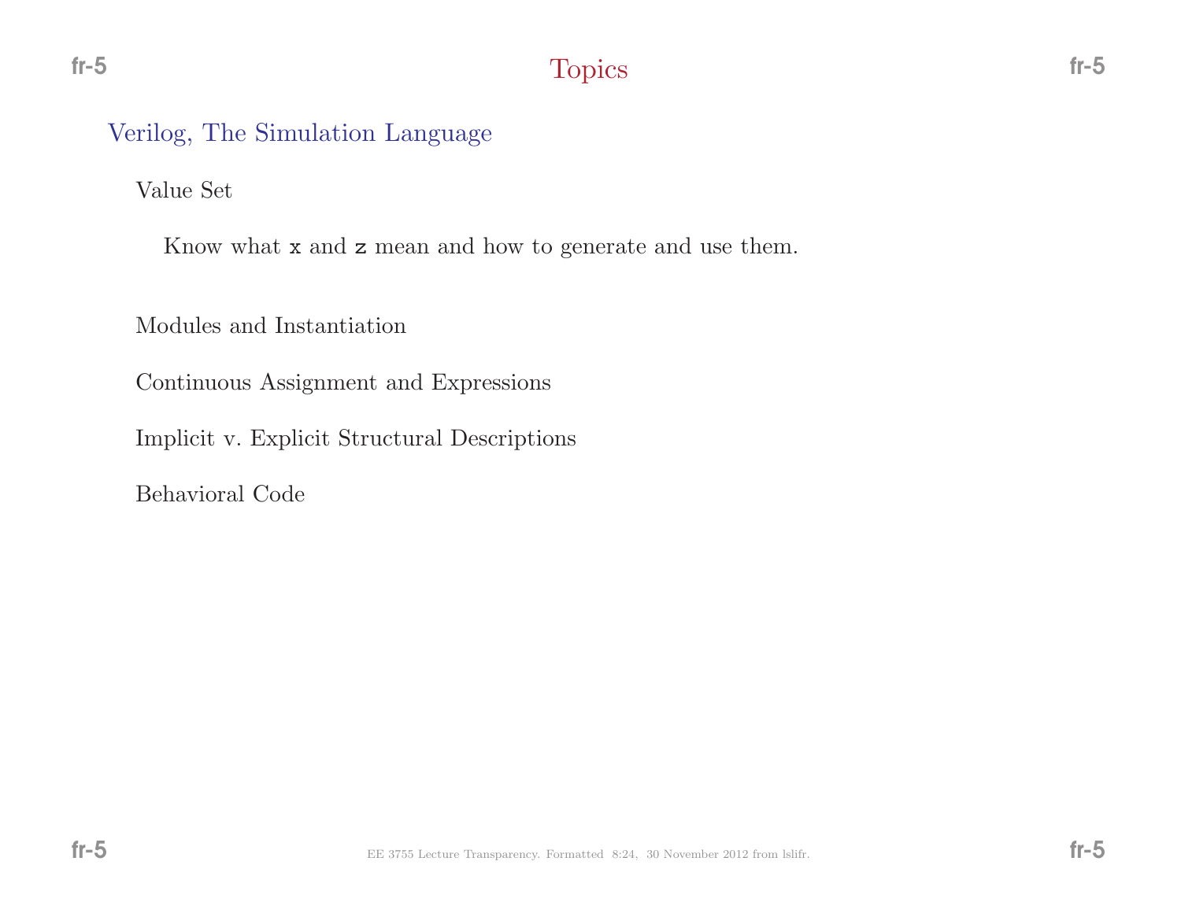# Topics

## Verilog, The Simulation Language

### Value Set

Know what `x` and `z` mean and how to generate and use them.

### Modules and Instantiation

### Continuous Assignment and Expressions

### Implicit v. Explicit Structural Descriptions

### Behavioral Code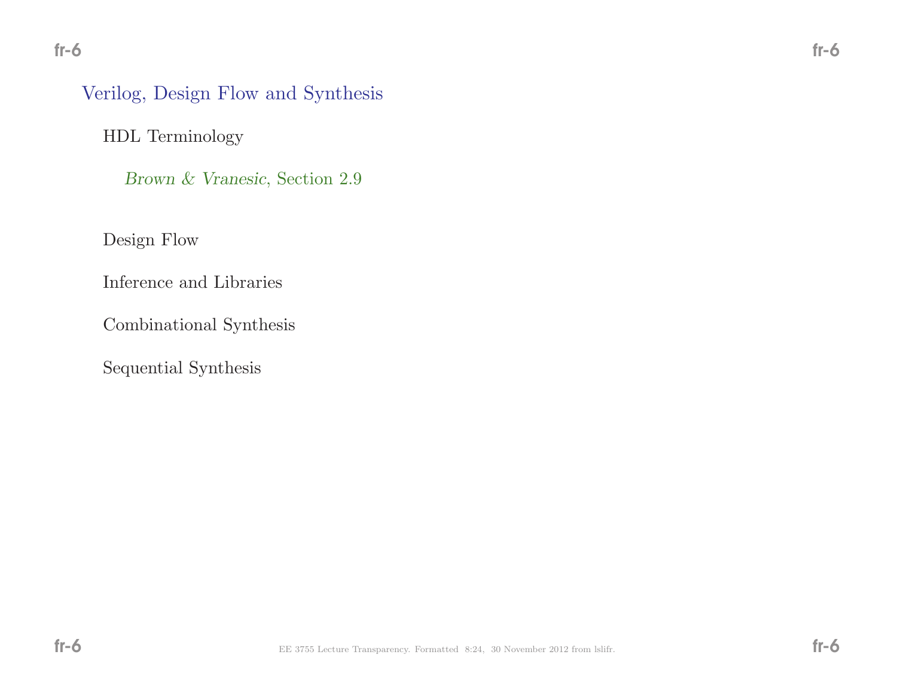## Verilog, Design Flow and Synthesis

### HDL Terminology

*Brown & Vranesic*, Section 2.9

### Design Flow

### Inference and Libraries

### Combinational Synthesis

### Sequential Synthesis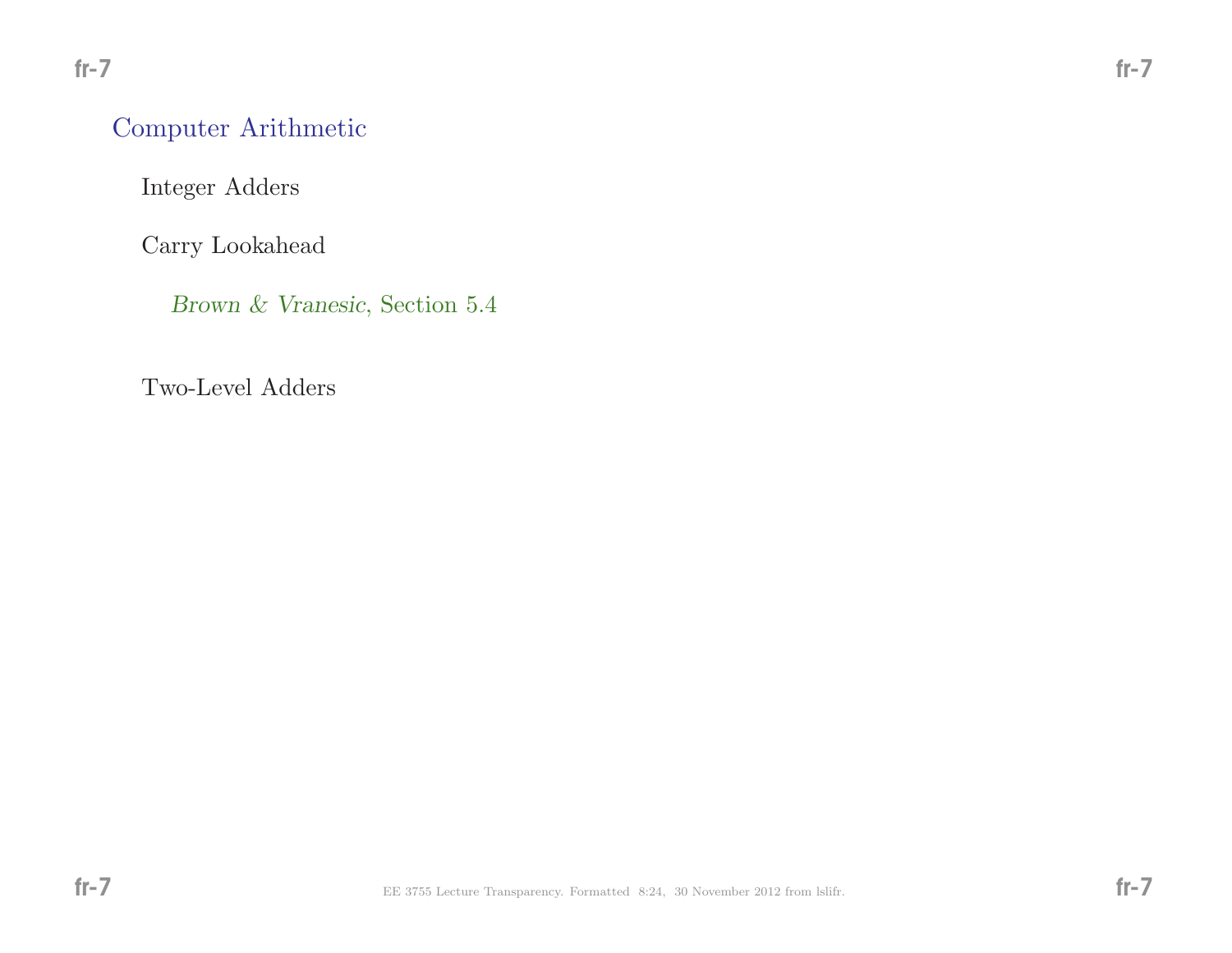# Computer Arithmetic

## Integer Adders

## Carry Lookahead

*Brown & Vranesic*, Section 5.4

## Two-Level Adders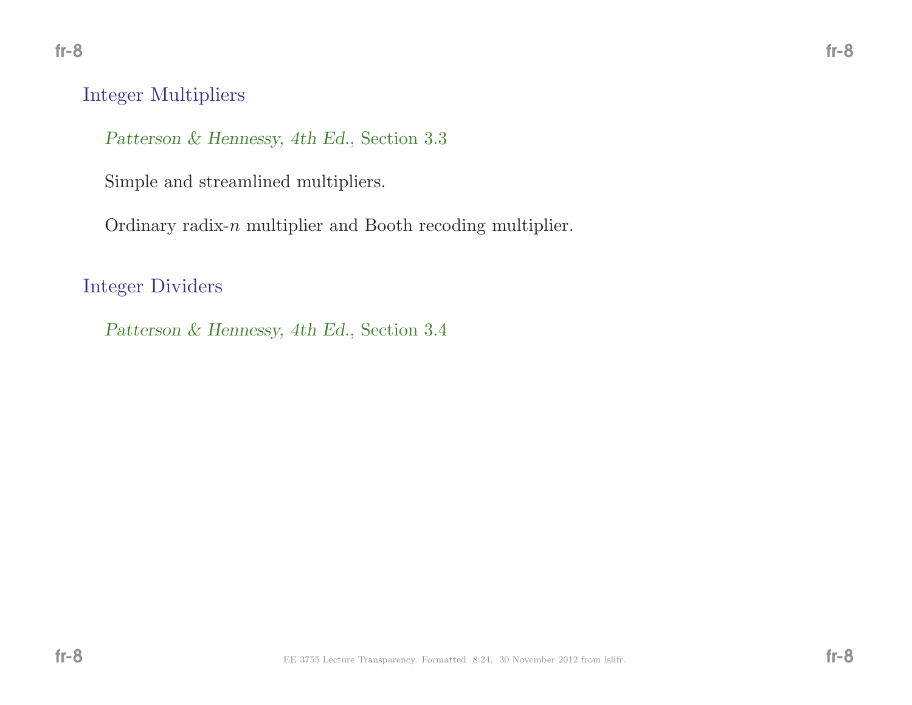## Integer Multipliers

*Patterson & Hennessy, 4th Ed.*, Section 3.3

Simple and streamlined multipliers.

Ordinary radix-$n$ multiplier and Booth recoding multiplier.

## Integer Dividers

*Patterson & Hennessy, 4th Ed.*, Section 3.4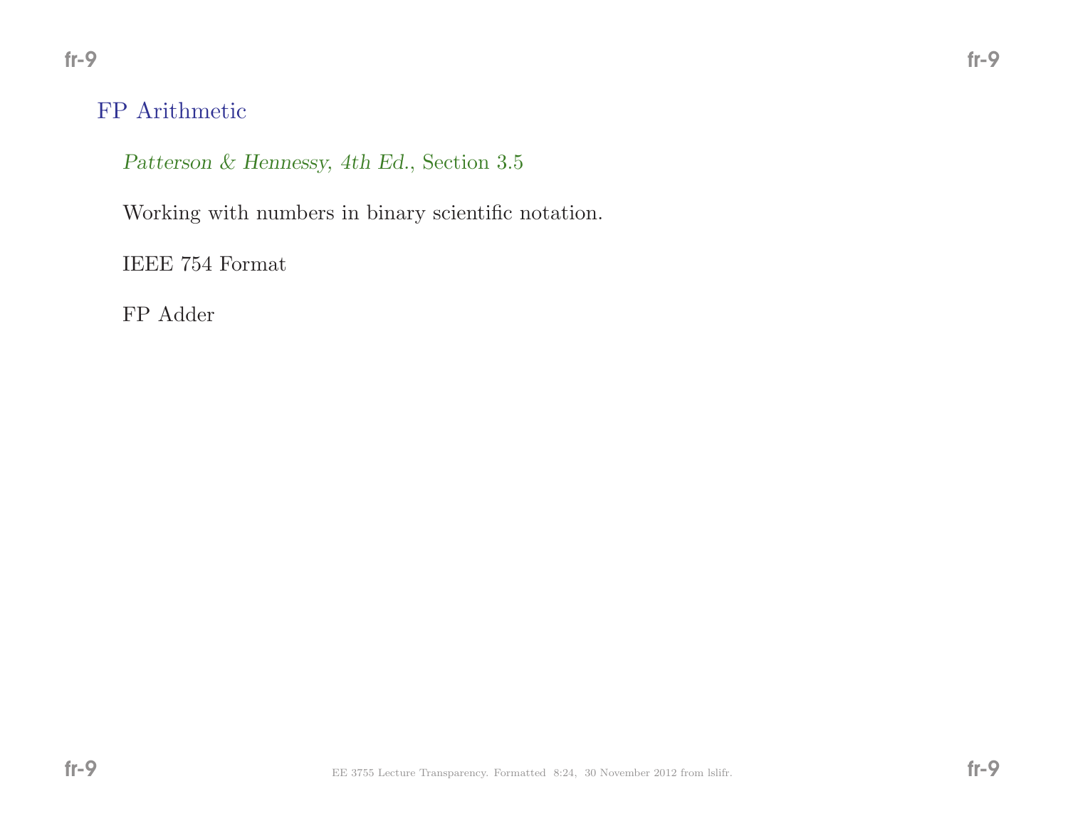## FP Arithmetic

*Patterson & Hennessy, 4th Ed.*, Section 3.5

Working with numbers in binary scientific notation.

IEEE 754 Format

FP Adder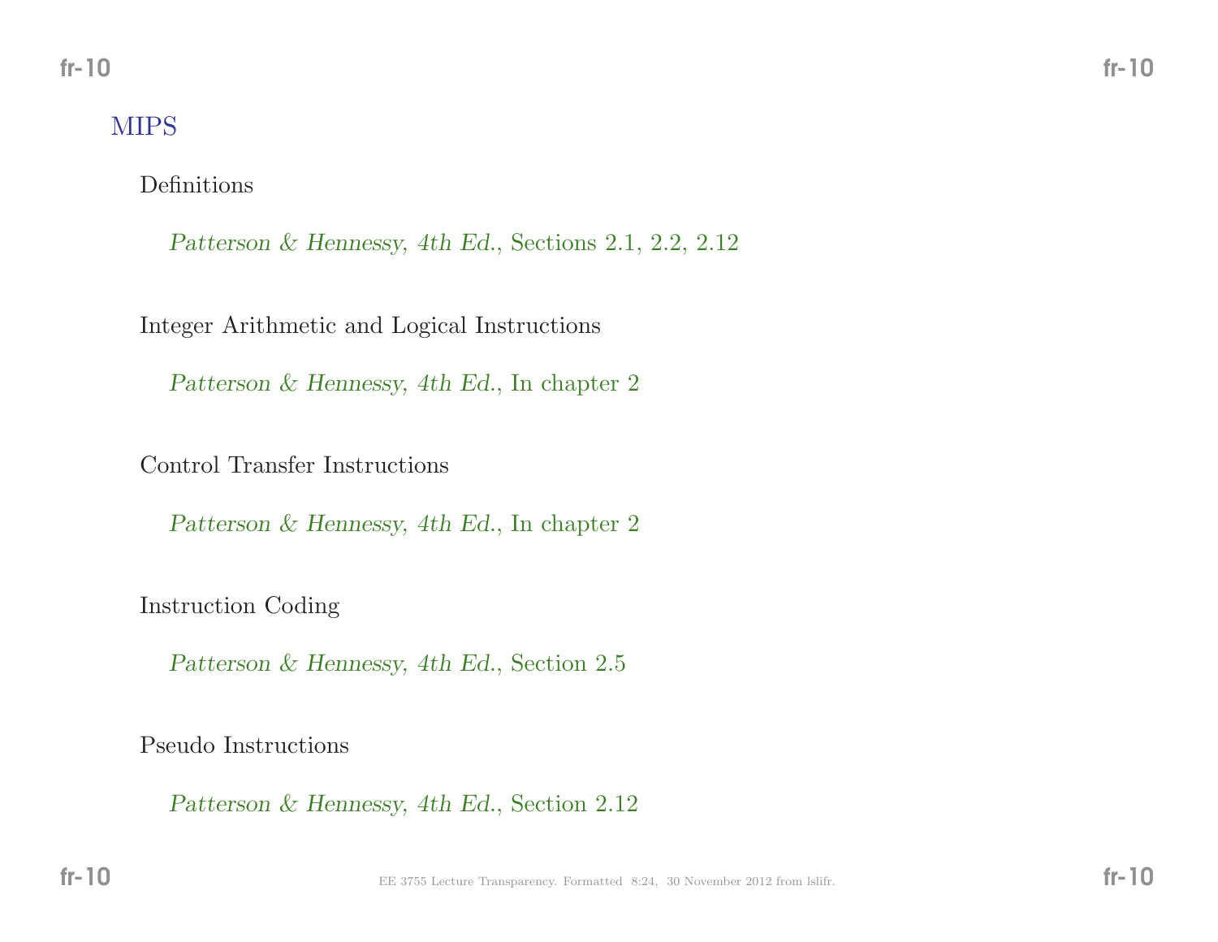# MIPS

## Definitions

*Patterson & Hennessy, 4th Ed.*, Sections 2.1, 2.2, 2.12

## Integer Arithmetic and Logical Instructions

*Patterson & Hennessy, 4th Ed.*, In chapter 2

## Control Transfer Instructions

*Patterson & Hennessy, 4th Ed.*, In chapter 2

## Instruction Coding

*Patterson & Hennessy, 4th Ed.*, Section 2.5

## Pseudo Instructions

*Patterson & Hennessy, 4th Ed.*, Section 2.12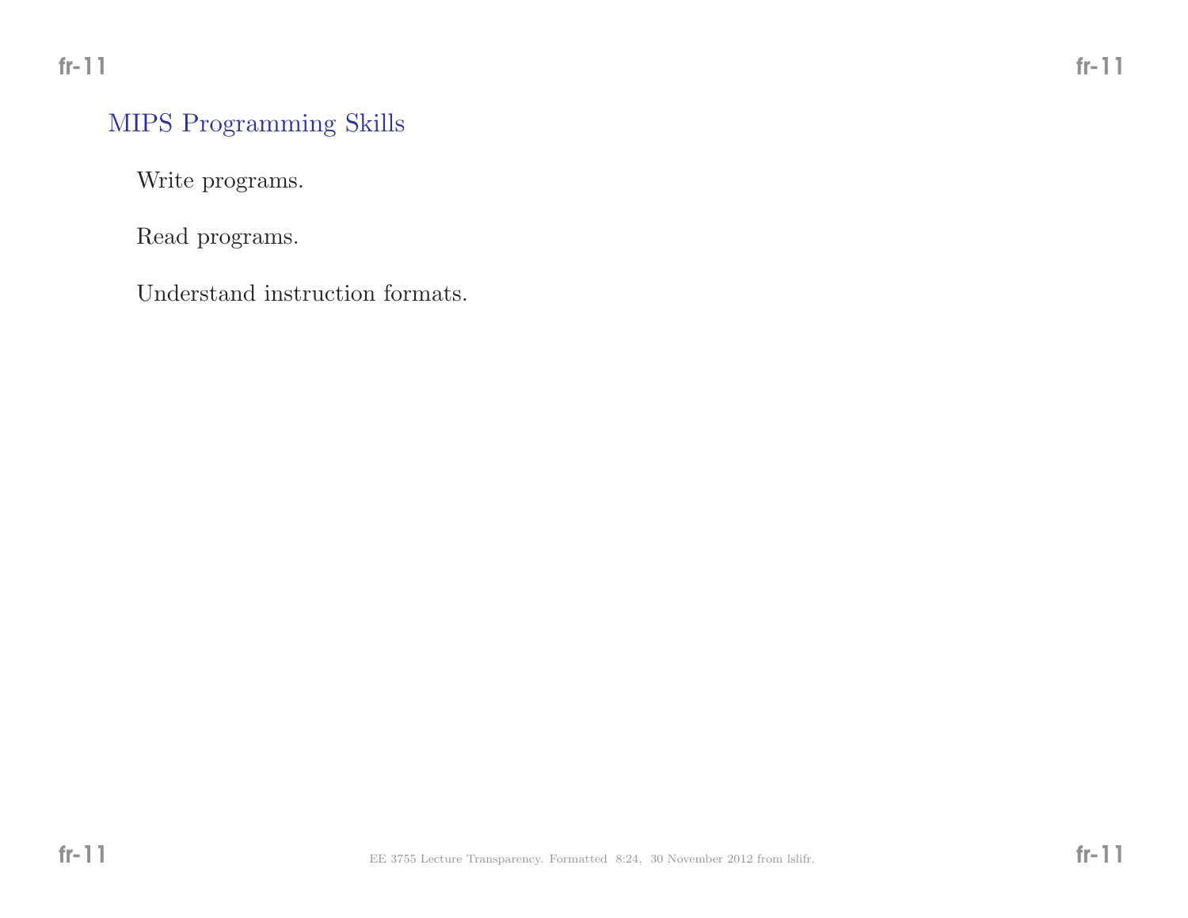## MIPS Programming Skills

Write programs.

Read programs.

Understand instruction formats.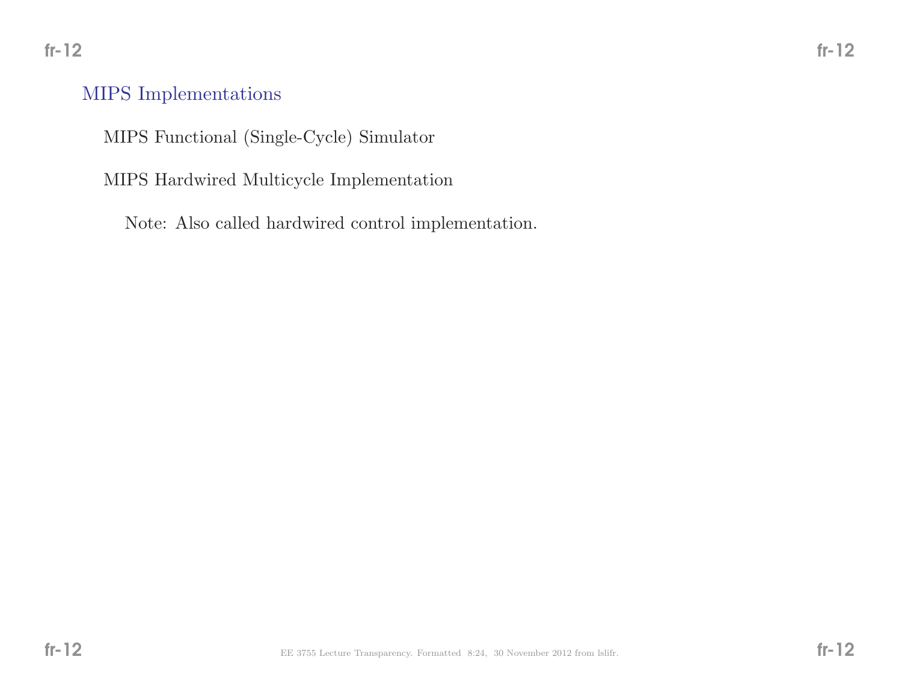## MIPS Implementations

MIPS Functional (Single-Cycle) Simulator

MIPS Hardwired Multicycle Implementation

Note: Also called hardwired control implementation.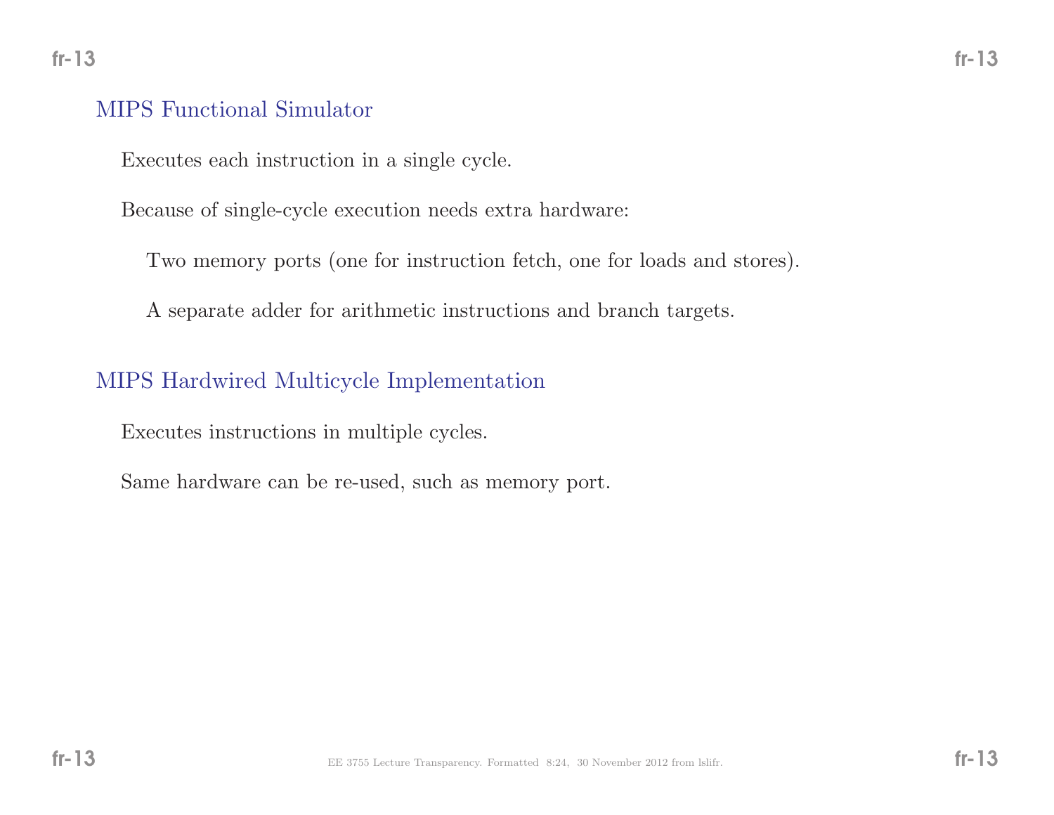## MIPS Functional Simulator

Executes each instruction in a single cycle.

Because of single-cycle execution needs extra hardware:

- Two memory ports (one for instruction fetch, one for loads and stores).
- A separate adder for arithmetic instructions and branch targets.

## MIPS Hardwired Multicycle Implementation

Executes instructions in multiple cycles.

Same hardware can be re-used, such as memory port.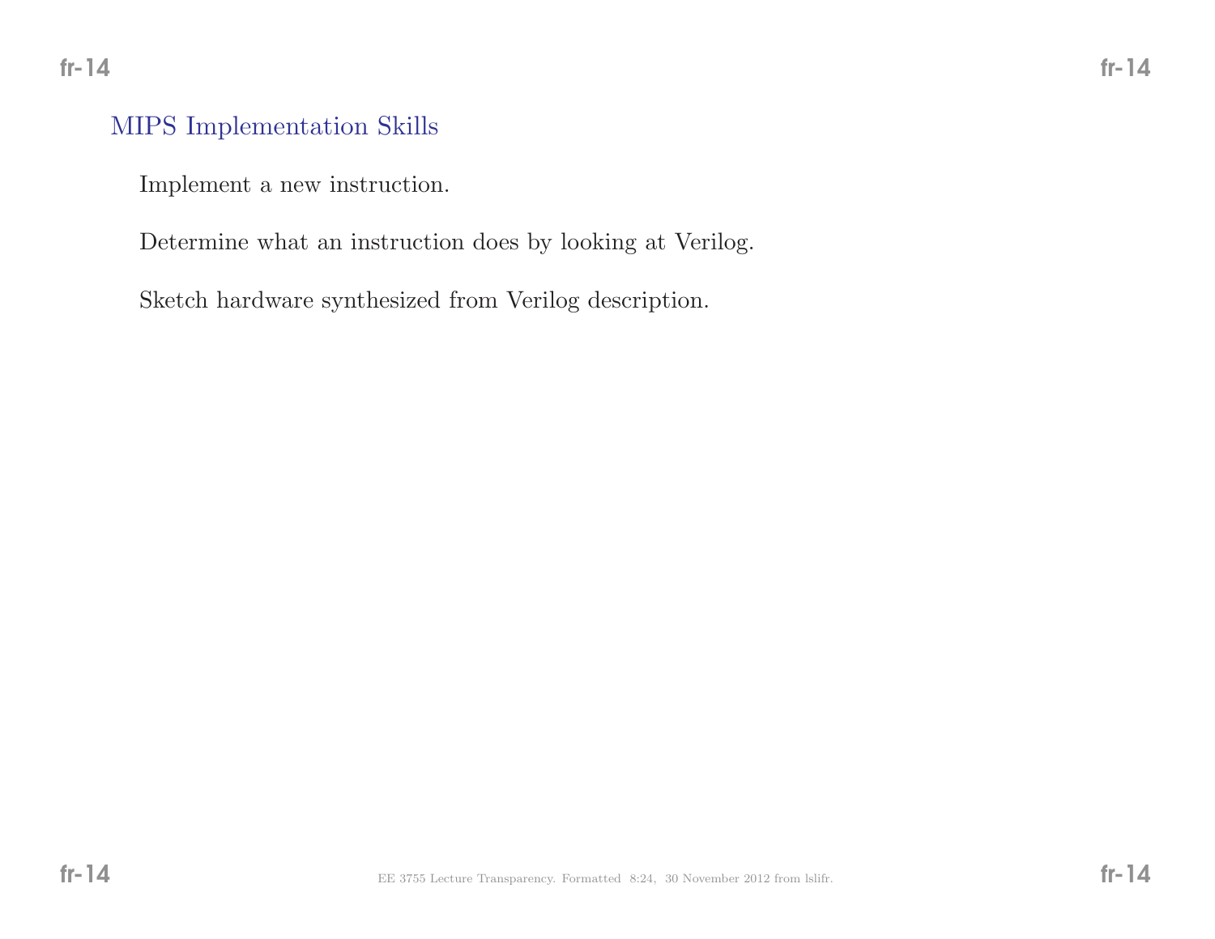## MIPS Implementation Skills

Implement a new instruction.

Determine what an instruction does by looking at Verilog.

Sketch hardware synthesized from Verilog description.